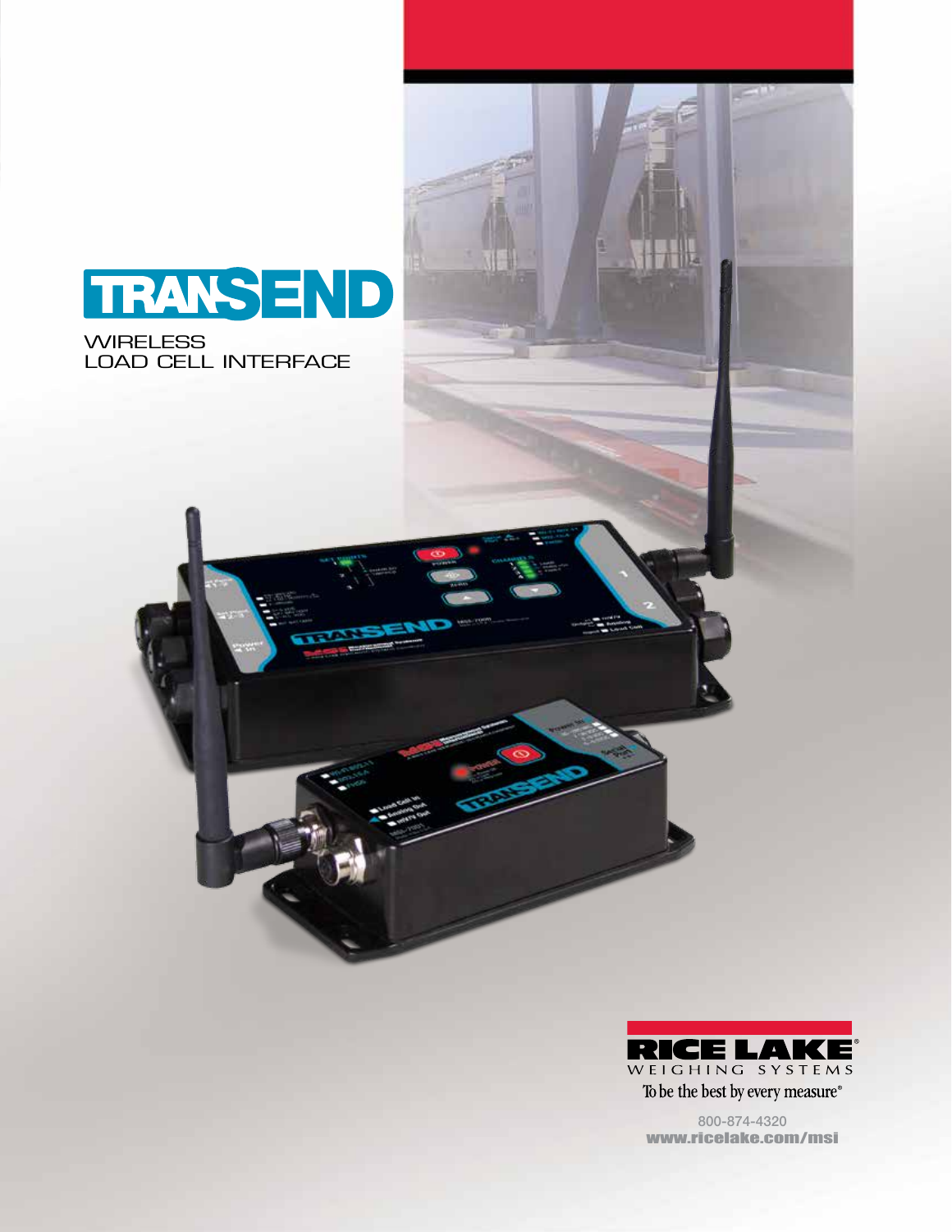# TRANSEND

WIRELESS
LOAD CELL INTERFACE

RICE LAKE
WEIGHING SYSTEMS
To be the best by every measure®

800-874-4320
www.ricelake.com/msi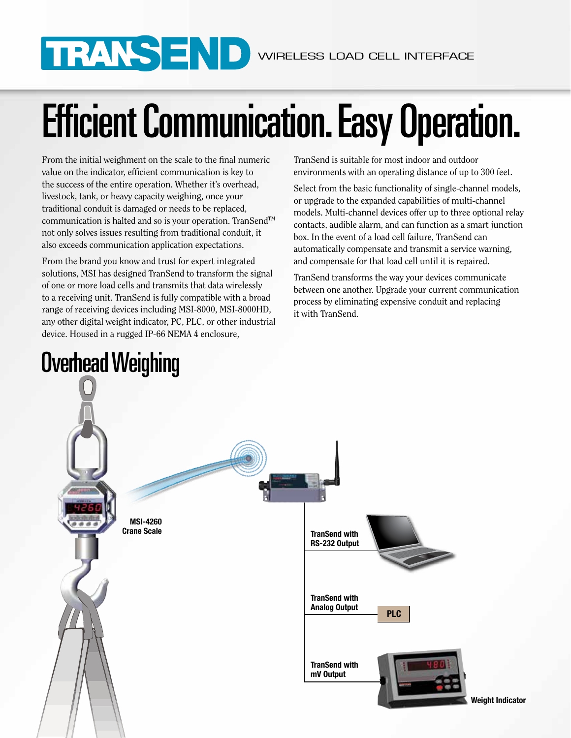# TRANSEND WIRELESS LOAD CELL INTERFACE

# Efficient Communication. Easy Operation.

From the initial weighment on the scale to the final numeric value on the indicator, efficient communication is key to the success of the entire operation. Whether it's overhead, livestock, tank, or heavy capacity weighing, once your traditional conduit is damaged or needs to be replaced, communication is halted and so is your operation. TranSend™ not only solves issues resulting from traditional conduit, it also exceeds communication application expectations.

From the brand you know and trust for expert integrated solutions, MSI has designed TranSend to transform the signal of one or more load cells and transmits that data wirelessly to a receiving unit. TranSend is fully compatible with a broad range of receiving devices including MSI-8000, MSI-8000HD, any other digital weight indicator, PC, PLC, or other industrial device. Housed in a rugged IP-66 NEMA 4 enclosure, TranSend is suitable for most indoor and outdoor environments with an operating distance of up to 300 feet.

Select from the basic functionality of single-channel models, or upgrade to the expanded capabilities of multi-channel models. Multi-channel devices offer up to three optional relay contacts, audible alarm, and can function as a smart junction box. In the event of a load cell failure, TranSend can automatically compensate and transmit a service warning, and compensate for that load cell until it is repaired.

TranSend transforms the way your devices communicate between one another. Upgrade your current communication process by eliminating expensive conduit and replacing it with TranSend.

## Overhead Weighing

MSI-4260 Crane Scale

TranSend with RS-232 Output

TranSend with Analog Output

PLC

TranSend with mV Output

Weight Indicator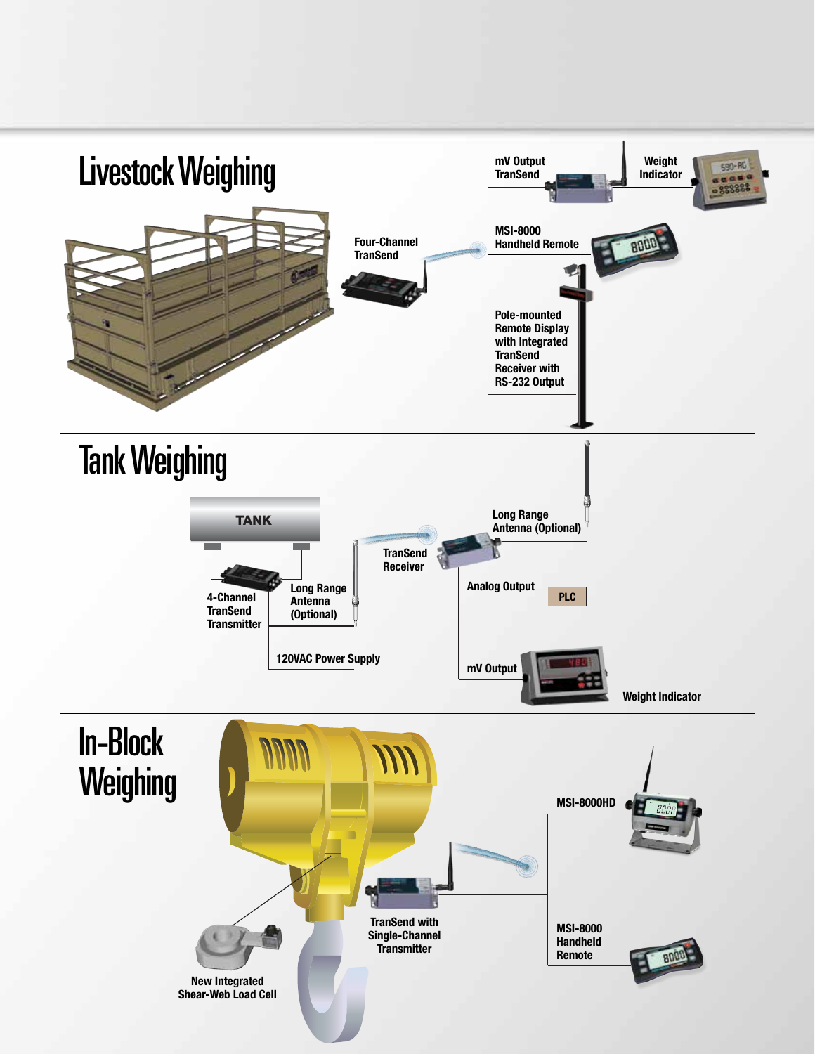# Livestock Weighing

Four-Channel TranSend

mV Output TranSend

Weight Indicator

MSI-8000 Handheld Remote

Pole-mounted Remote Display with Integrated TranSend Receiver with RS-232 Output

# Tank Weighing

TANK

4-Channel TranSend Transmitter

Long Range Antenna (Optional)

120VAC Power Supply

TranSend Receiver

Long Range Antenna (Optional)

Analog Output

PLC

mV Output

Weight Indicator

# In-Block Weighing

New Integrated Shear-Web Load Cell

TranSend with Single-Channel Transmitter

MSI-8000HD

MSI-8000 Handheld Remote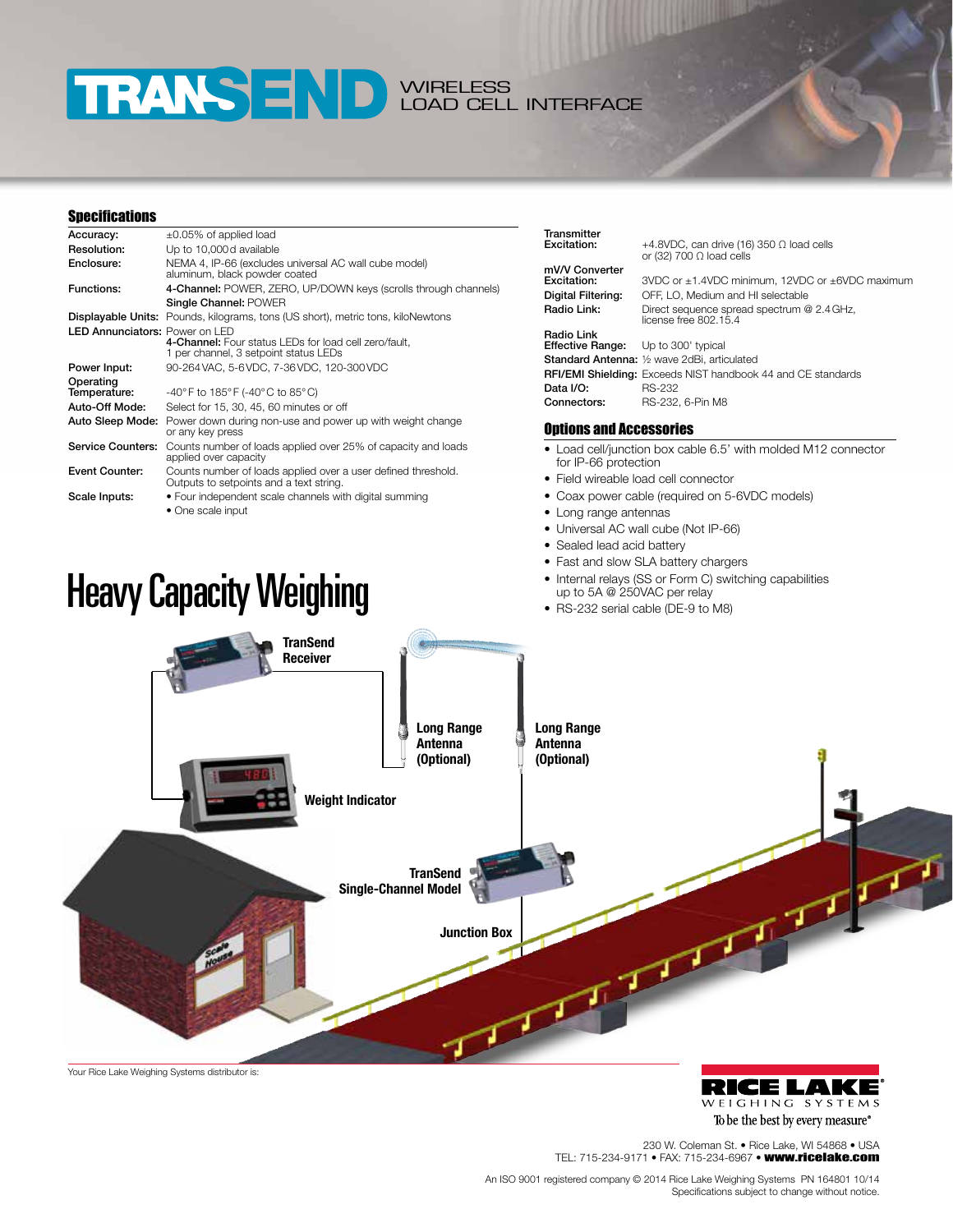# TRANSEND WIRELESS LOAD CELL INTERFACE

## Specifications

| | |
|---|---|
| **Accuracy:** | ±0.05% of applied load |
| **Resolution:** | Up to 10,000d available |
| **Enclosure:** | NEMA 4, IP-66 (excludes universal AC wall cube model) aluminum, black powder coated |
| **Functions:** | **4-Channel:** POWER, ZERO, UP/DOWN keys (scrolls through channels) **Single Channel:** POWER |
| **Displayable Units:** | Pounds, kilograms, tons (US short), metric tons, kiloNewtons |
| **LED Annunciators:** | Power on LED **4-Channel:** Four status LEDs for load cell zero/fault, 1 per channel, 3 setpoint status LEDs |
| **Power Input:** | 90-264VAC, 5-6VDC, 7-36VDC, 120-300VDC |
| **Operating Temperature:** | -40°F to 185°F (-40°C to 85°C) |
| **Auto-Off Mode:** | Select for 15, 30, 45, 60 minutes or off |
| **Auto Sleep Mode:** | Power down during non-use and power up with weight change or any key press |
| **Service Counters:** | Counts number of loads applied over 25% of capacity and loads applied over capacity |
| **Event Counter:** | Counts number of loads applied over a user defined threshold. Outputs to setpoints and a text string. |
| **Scale Inputs:** | • Four independent scale channels with digital summing • One scale input |
| **Transmitter Excitation:** | +4.8VDC, can drive (16) 350 Ω load cells or (32) 700 Ω load cells |
| **mV/V Converter Excitation:** | 3VDC or ±1.4VDC minimum, 12VDC or ±6VDC maximum |
| **Digital Filtering:** | OFF, LO, Medium and HI selectable |
| **Radio Link:** | Direct sequence spread spectrum @ 2.4GHz, license free 802.15.4 |
| **Radio Link Effective Range:** | Up to 300' typical |
| **Standard Antenna:** | ½ wave 2dBi, articulated |
| **RFI/EMI Shielding:** | Exceeds NIST handbook 44 and CE standards |
| **Data I/O:** | RS-232 |
| **Connectors:** | RS-232, 6-Pin M8 |

## Options and Accessories

- Load cell/junction box cable 6.5' with molded M12 connector for IP-66 protection
- Field wireable load cell connector
- Coax power cable (required on 5-6VDC models)
- Long range antennas
- Universal AC wall cube (Not IP-66)
- Sealed lead acid battery
- Fast and slow SLA battery chargers
- Internal relays (SS or Form C) switching capabilities up to 5A @ 250VAC per relay
- RS-232 serial cable (DE-9 to M8)

## Heavy Capacity Weighing

TranSend Receiver

Long Range Antenna (Optional)

Long Range Antenna (Optional)

Weight Indicator

TranSend Single-Channel Model

Junction Box

Scale House

Your Rice Lake Weighing Systems distributor is:

RICE LAKE WEIGHING SYSTEMS
To be the best by every measure®

230 W. Coleman St. • Rice Lake, WI 54868 • USA
TEL: 715-234-9171 • FAX: 715-234-6967 • **www.ricelake.com**

An ISO 9001 registered company © 2014 Rice Lake Weighing Systems PN 164801 10/14
Specifications subject to change without notice.